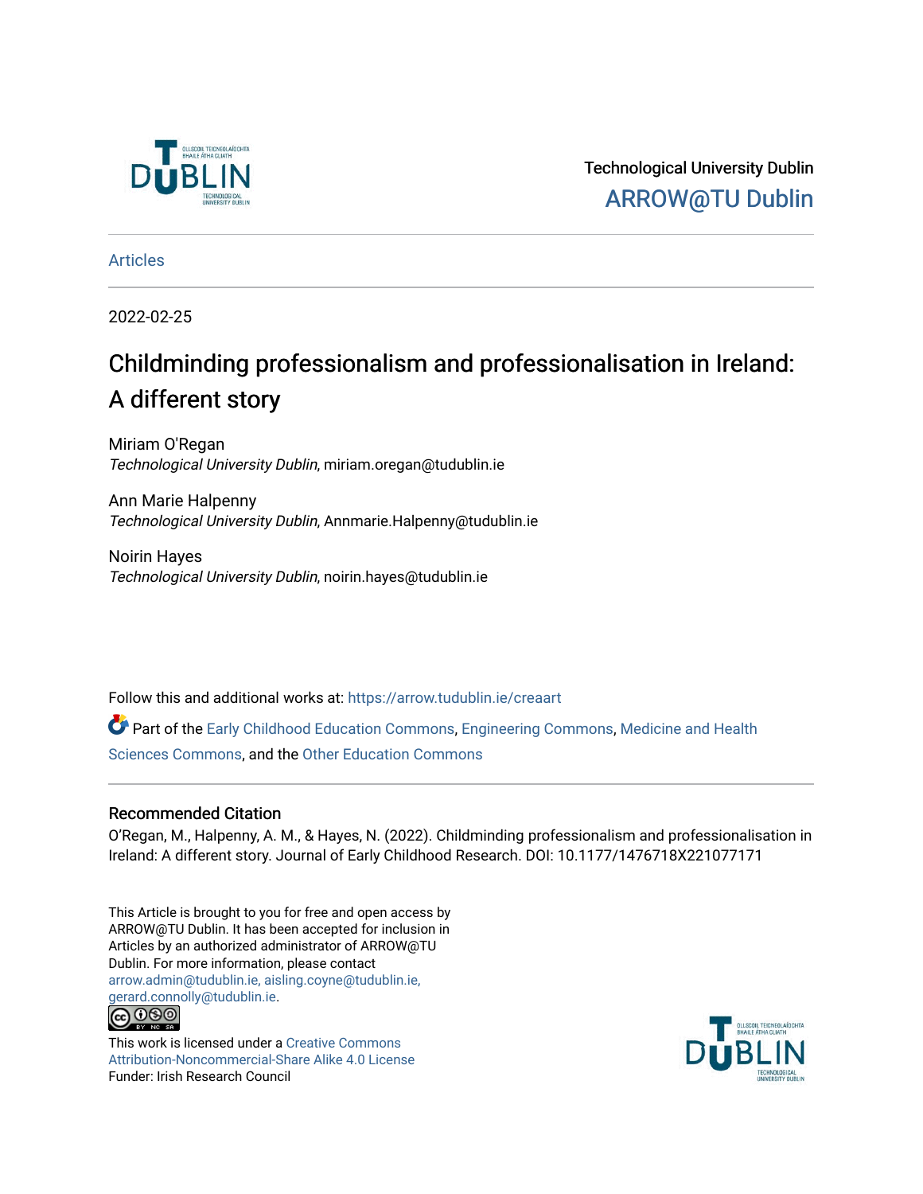Technological University Dublin

ARROW@TU Dublin

Articles

2022-02-25

# Childminding professionalism and professionalisation in Ireland: A different story

Miriam O'Regan
*Technological University Dublin*, miriam.oregan@tudublin.ie

Ann Marie Halpenny
*Technological University Dublin*, Annmarie.Halpenny@tudublin.ie

Noirin Hayes
*Technological University Dublin*, noirin.hayes@tudublin.ie

Follow this and additional works at: https://arrow.tudublin.ie/creaart

Part of the Early Childhood Education Commons, Engineering Commons, Medicine and Health Sciences Commons, and the Other Education Commons

## Recommended Citation

O'Regan, M., Halpenny, A. M., & Hayes, N. (2022). Childminding professionalism and professionalisation in Ireland: A different story. Journal of Early Childhood Research. DOI: 10.1177/1476718X221077171

This Article is brought to you for free and open access by ARROW@TU Dublin. It has been accepted for inclusion in Articles by an authorized administrator of ARROW@TU Dublin. For more information, please contact arrow.admin@tudublin.ie, aisling.coyne@tudublin.ie, gerard.connolly@tudublin.ie.

This work is licensed under a Creative Commons Attribution-Noncommercial-Share Alike 4.0 License

Funder: Irish Research Council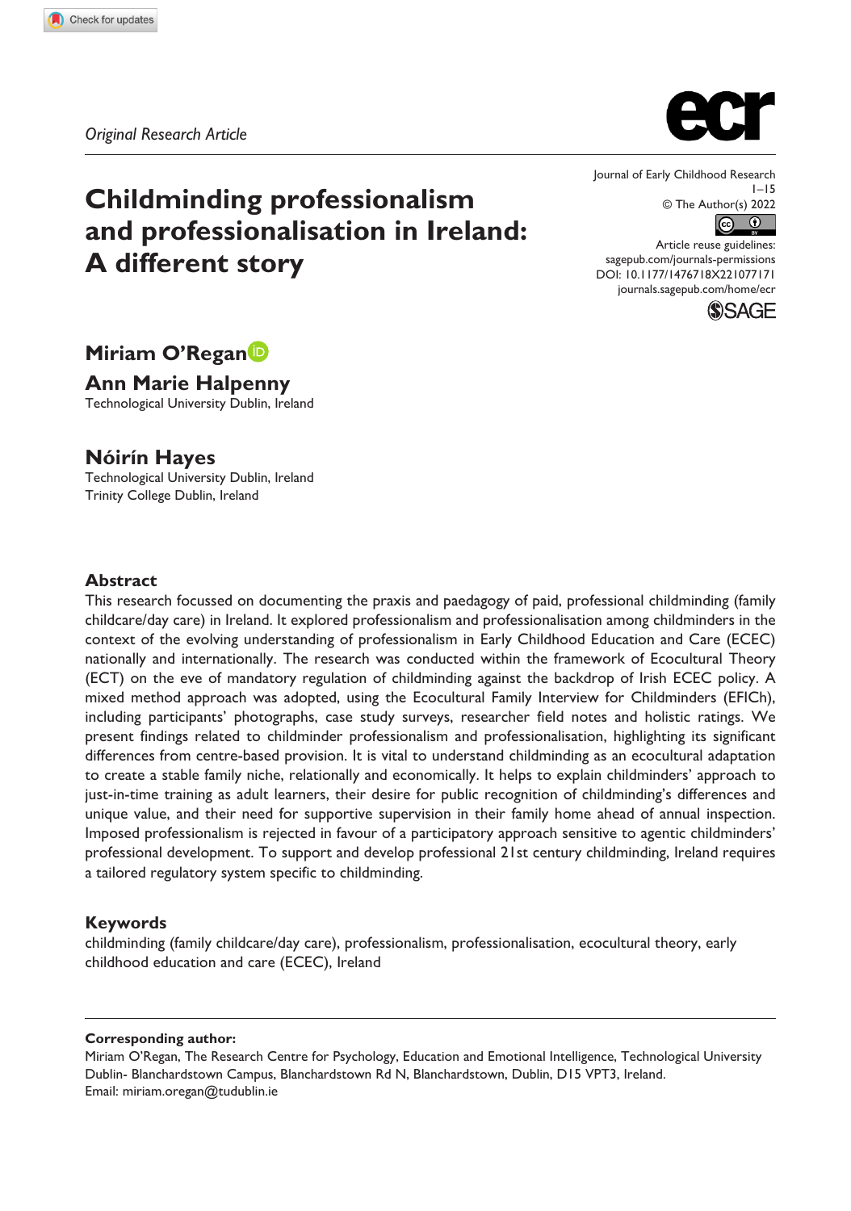*Original Research Article*

# Childminding professionalism and professionalisation in Ireland: A different story

**Miriam O'Regan**

**Ann Marie Halpenny**
Technological University Dublin, Ireland

**Nóirín Hayes**
Technological University Dublin, Ireland
Trinity College Dublin, Ireland

Journal of Early Childhood Research
© The Author(s) 2022
Article reuse guidelines: sagepub.com/journals-permissions
DOI: 10.1177/1476718X221077171
journals.sagepub.com/home/ecr

## Abstract

This research focussed on documenting the praxis and paedagogy of paid, professional childminding (family childcare/day care) in Ireland. It explored professionalism and professionalisation among childminders in the context of the evolving understanding of professionalism in Early Childhood Education and Care (ECEC) nationally and internationally. The research was conducted within the framework of Ecocultural Theory (ECT) on the eve of mandatory regulation of childminding against the backdrop of Irish ECEC policy. A mixed method approach was adopted, using the Ecocultural Family Interview for Childminders (EFICh), including participants' photographs, case study surveys, researcher field notes and holistic ratings. We present findings related to childminder professionalism and professionalisation, highlighting its significant differences from centre-based provision. It is vital to understand childminding as an ecocultural adaptation to create a stable family niche, relationally and economically. It helps to explain childminders' approach to just-in-time training as adult learners, their desire for public recognition of childminding's differences and unique value, and their need for supportive supervision in their family home ahead of annual inspection. Imposed professionalism is rejected in favour of a participatory approach sensitive to agentic childminders' professional development. To support and develop professional 21st century childminding, Ireland requires a tailored regulatory system specific to childminding.

## Keywords

childminding (family childcare/day care), professionalism, professionalisation, ecocultural theory, early childhood education and care (ECEC), Ireland

**Corresponding author:**
Miriam O'Regan, The Research Centre for Psychology, Education and Emotional Intelligence, Technological University Dublin- Blanchardstown Campus, Blanchardstown Rd N, Blanchardstown, Dublin, D15 VPT3, Ireland.
Email: miriam.oregan@tudublin.ie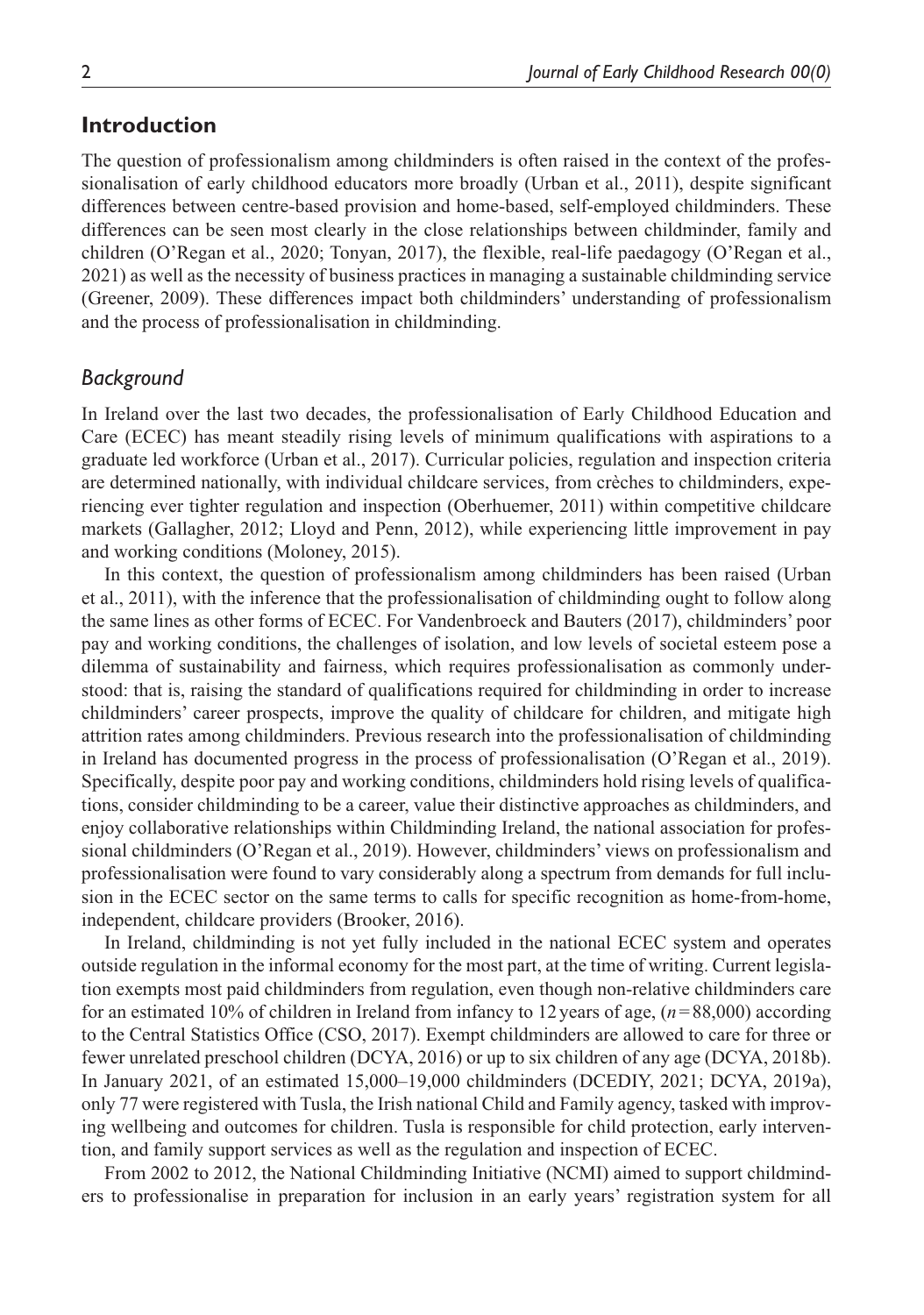## Introduction

The question of professionalism among childminders is often raised in the context of the professionalisation of early childhood educators more broadly (Urban et al., 2011), despite significant differences between centre-based provision and home-based, self-employed childminders. These differences can be seen most clearly in the close relationships between childminder, family and children (O'Regan et al., 2020; Tonyan, 2017), the flexible, real-life paedagogy (O'Regan et al., 2021) as well as the necessity of business practices in managing a sustainable childminding service (Greener, 2009). These differences impact both childminders' understanding of professionalism and the process of professionalisation in childminding.

### *Background*

In Ireland over the last two decades, the professionalisation of Early Childhood Education and Care (ECEC) has meant steadily rising levels of minimum qualifications with aspirations to a graduate led workforce (Urban et al., 2017). Curricular policies, regulation and inspection criteria are determined nationally, with individual childcare services, from crèches to childminders, experiencing ever tighter regulation and inspection (Oberhuemer, 2011) within competitive childcare markets (Gallagher, 2012; Lloyd and Penn, 2012), while experiencing little improvement in pay and working conditions (Moloney, 2015).

In this context, the question of professionalism among childminders has been raised (Urban et al., 2011), with the inference that the professionalisation of childminding ought to follow along the same lines as other forms of ECEC. For Vandenbroeck and Bauters (2017), childminders' poor pay and working conditions, the challenges of isolation, and low levels of societal esteem pose a dilemma of sustainability and fairness, which requires professionalisation as commonly understood: that is, raising the standard of qualifications required for childminding in order to increase childminders' career prospects, improve the quality of childcare for children, and mitigate high attrition rates among childminders. Previous research into the professionalisation of childminding in Ireland has documented progress in the process of professionalisation (O'Regan et al., 2019). Specifically, despite poor pay and working conditions, childminders hold rising levels of qualifications, consider childminding to be a career, value their distinctive approaches as childminders, and enjoy collaborative relationships within Childminding Ireland, the national association for professional childminders (O'Regan et al., 2019). However, childminders' views on professionalism and professionalisation were found to vary considerably along a spectrum from demands for full inclusion in the ECEC sector on the same terms to calls for specific recognition as home-from-home, independent, childcare providers (Brooker, 2016).

In Ireland, childminding is not yet fully included in the national ECEC system and operates outside regulation in the informal economy for the most part, at the time of writing. Current legislation exempts most paid childminders from regulation, even though non-relative childminders care for an estimated 10% of children in Ireland from infancy to 12 years of age, ($n = 88{,}000$) according to the Central Statistics Office (CSO, 2017). Exempt childminders are allowed to care for three or fewer unrelated preschool children (DCYA, 2016) or up to six children of any age (DCYA, 2018b). In January 2021, of an estimated 15,000–19,000 childminders (DCEDIY, 2021; DCYA, 2019a), only 77 were registered with Tusla, the Irish national Child and Family agency, tasked with improving wellbeing and outcomes for children. Tusla is responsible for child protection, early intervention, and family support services as well as the regulation and inspection of ECEC.

From 2002 to 2012, the National Childminding Initiative (NCMI) aimed to support childminders to professionalise in preparation for inclusion in an early years' registration system for all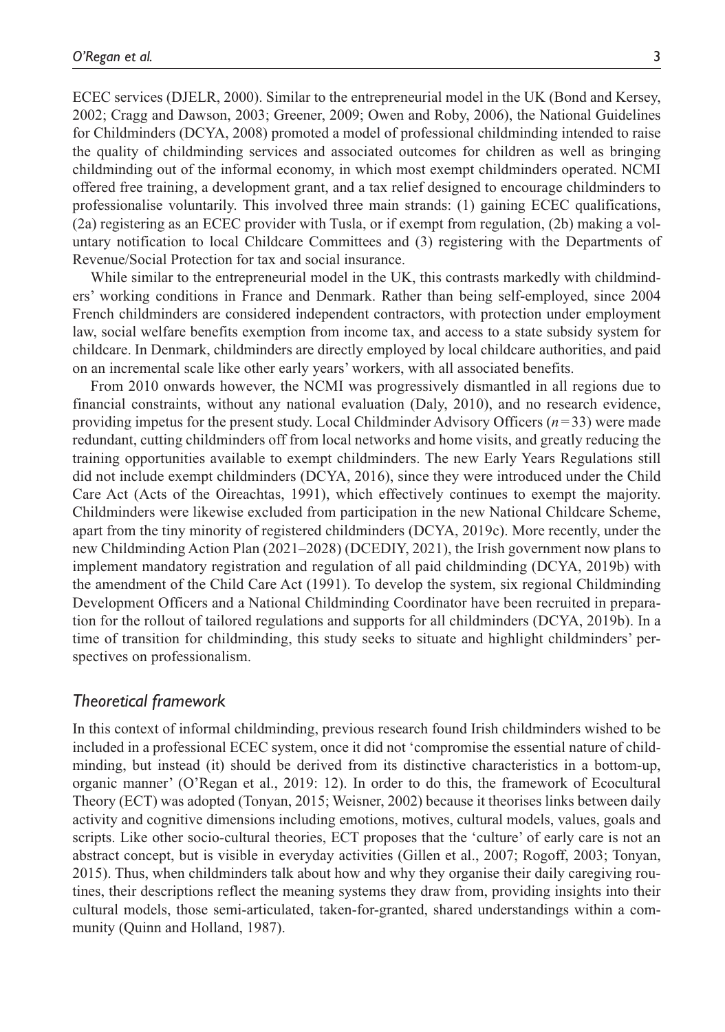ECEC services (DJELR, 2000). Similar to the entrepreneurial model in the UK (Bond and Kersey, 2002; Cragg and Dawson, 2003; Greener, 2009; Owen and Roby, 2006), the National Guidelines for Childminders (DCYA, 2008) promoted a model of professional childminding intended to raise the quality of childminding services and associated outcomes for children as well as bringing childminding out of the informal economy, in which most exempt childminders operated. NCMI offered free training, a development grant, and a tax relief designed to encourage childminders to professionalise voluntarily. This involved three main strands: (1) gaining ECEC qualifications, (2a) registering as an ECEC provider with Tusla, or if exempt from regulation, (2b) making a voluntary notification to local Childcare Committees and (3) registering with the Departments of Revenue/Social Protection for tax and social insurance.

While similar to the entrepreneurial model in the UK, this contrasts markedly with childminders' working conditions in France and Denmark. Rather than being self-employed, since 2004 French childminders are considered independent contractors, with protection under employment law, social welfare benefits exemption from income tax, and access to a state subsidy system for childcare. In Denmark, childminders are directly employed by local childcare authorities, and paid on an incremental scale like other early years' workers, with all associated benefits.

From 2010 onwards however, the NCMI was progressively dismantled in all regions due to financial constraints, without any national evaluation (Daly, 2010), and no research evidence, providing impetus for the present study. Local Childminder Advisory Officers ($n = 33$) were made redundant, cutting childminders off from local networks and home visits, and greatly reducing the training opportunities available to exempt childminders. The new Early Years Regulations still did not include exempt childminders (DCYA, 2016), since they were introduced under the Child Care Act (Acts of the Oireachtas, 1991), which effectively continues to exempt the majority. Childminders were likewise excluded from participation in the new National Childcare Scheme, apart from the tiny minority of registered childminders (DCYA, 2019c). More recently, under the new Childminding Action Plan (2021–2028) (DCEDIY, 2021), the Irish government now plans to implement mandatory registration and regulation of all paid childminding (DCYA, 2019b) with the amendment of the Child Care Act (1991). To develop the system, six regional Childminding Development Officers and a National Childminding Coordinator have been recruited in preparation for the rollout of tailored regulations and supports for all childminders (DCYA, 2019b). In a time of transition for childminding, this study seeks to situate and highlight childminders' perspectives on professionalism.

### *Theoretical framework*

In this context of informal childminding, previous research found Irish childminders wished to be included in a professional ECEC system, once it did not 'compromise the essential nature of childminding, but instead (it) should be derived from its distinctive characteristics in a bottom-up, organic manner' (O'Regan et al., 2019: 12). In order to do this, the framework of Ecocultural Theory (ECT) was adopted (Tonyan, 2015; Weisner, 2002) because it theorises links between daily activity and cognitive dimensions including emotions, motives, cultural models, values, goals and scripts. Like other socio-cultural theories, ECT proposes that the 'culture' of early care is not an abstract concept, but is visible in everyday activities (Gillen et al., 2007; Rogoff, 2003; Tonyan, 2015). Thus, when childminders talk about how and why they organise their daily caregiving routines, their descriptions reflect the meaning systems they draw from, providing insights into their cultural models, those semi-articulated, taken-for-granted, shared understandings within a community (Quinn and Holland, 1987).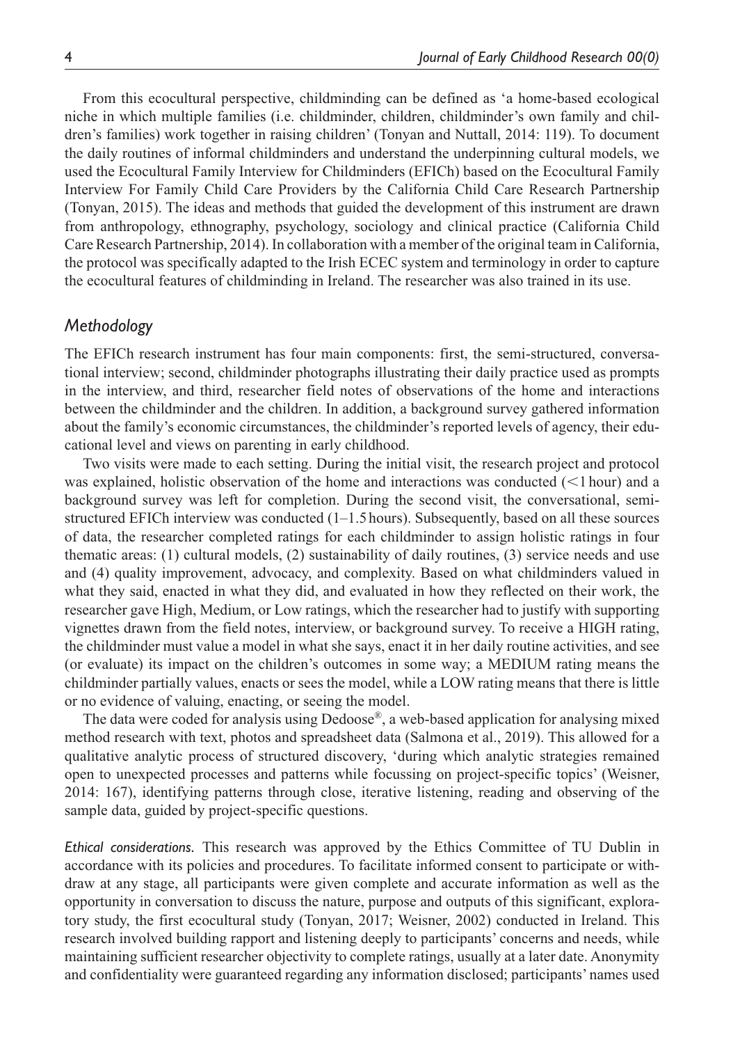From this ecocultural perspective, childminding can be defined as 'a home-based ecological niche in which multiple families (i.e. childminder, children, childminder's own family and children's families) work together in raising children' (Tonyan and Nuttall, 2014: 119). To document the daily routines of informal childminders and understand the underpinning cultural models, we used the Ecocultural Family Interview for Childminders (EFICh) based on the Ecocultural Family Interview For Family Child Care Providers by the California Child Care Research Partnership (Tonyan, 2015). The ideas and methods that guided the development of this instrument are drawn from anthropology, ethnography, psychology, sociology and clinical practice (California Child Care Research Partnership, 2014). In collaboration with a member of the original team in California, the protocol was specifically adapted to the Irish ECEC system and terminology in order to capture the ecocultural features of childminding in Ireland. The researcher was also trained in its use.

## *Methodology*

The EFICh research instrument has four main components: first, the semi-structured, conversational interview; second, childminder photographs illustrating their daily practice used as prompts in the interview, and third, researcher field notes of observations of the home and interactions between the childminder and the children. In addition, a background survey gathered information about the family's economic circumstances, the childminder's reported levels of agency, their educational level and views on parenting in early childhood.

Two visits were made to each setting. During the initial visit, the research project and protocol was explained, holistic observation of the home and interactions was conducted (<1 hour) and a background survey was left for completion. During the second visit, the conversational, semi-structured EFICh interview was conducted (1–1.5 hours). Subsequently, based on all these sources of data, the researcher completed ratings for each childminder to assign holistic ratings in four thematic areas: (1) cultural models, (2) sustainability of daily routines, (3) service needs and use and (4) quality improvement, advocacy, and complexity. Based on what childminders valued in what they said, enacted in what they did, and evaluated in how they reflected on their work, the researcher gave High, Medium, or Low ratings, which the researcher had to justify with supporting vignettes drawn from the field notes, interview, or background survey. To receive a HIGH rating, the childminder must value a model in what she says, enact it in her daily routine activities, and see (or evaluate) its impact on the children's outcomes in some way; a MEDIUM rating means the childminder partially values, enacts or sees the model, while a LOW rating means that there is little or no evidence of valuing, enacting, or seeing the model.

The data were coded for analysis using Dedoose®, a web-based application for analysing mixed method research with text, photos and spreadsheet data (Salmona et al., 2019). This allowed for a qualitative analytic process of structured discovery, 'during which analytic strategies remained open to unexpected processes and patterns while focussing on project-specific topics' (Weisner, 2014: 167), identifying patterns through close, iterative listening, reading and observing of the sample data, guided by project-specific questions.

*Ethical considerations.* This research was approved by the Ethics Committee of TU Dublin in accordance with its policies and procedures. To facilitate informed consent to participate or withdraw at any stage, all participants were given complete and accurate information as well as the opportunity in conversation to discuss the nature, purpose and outputs of this significant, exploratory study, the first ecocultural study (Tonyan, 2017; Weisner, 2002) conducted in Ireland. This research involved building rapport and listening deeply to participants' concerns and needs, while maintaining sufficient researcher objectivity to complete ratings, usually at a later date. Anonymity and confidentiality were guaranteed regarding any information disclosed; participants' names used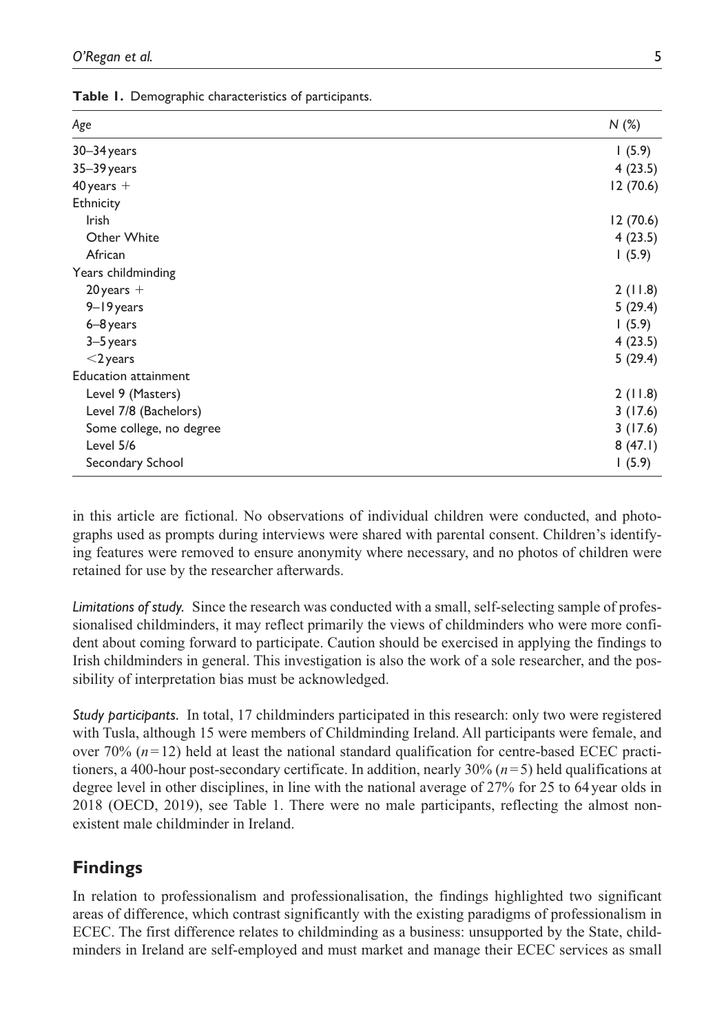**Table 1.** Demographic characteristics of participants.

| *Age* | *N* (%) |
|---|---|
| 30–34 years | 1 (5.9) |
| 35–39 years | 4 (23.5) |
| 40 years + | 12 (70.6) |
| Ethnicity | |
| Irish | 12 (70.6) |
| Other White | 4 (23.5) |
| African | 1 (5.9) |
| Years childminding | |
| 20 years + | 2 (11.8) |
| 9–19 years | 5 (29.4) |
| 6–8 years | 1 (5.9) |
| 3–5 years | 4 (23.5) |
| <2 years | 5 (29.4) |
| Education attainment | |
| Level 9 (Masters) | 2 (11.8) |
| Level 7/8 (Bachelors) | 3 (17.6) |
| Some college, no degree | 3 (17.6) |
| Level 5/6 | 8 (47.1) |
| Secondary School | 1 (5.9) |

in this article are fictional. No observations of individual children were conducted, and photographs used as prompts during interviews were shared with parental consent. Children's identifying features were removed to ensure anonymity where necessary, and no photos of children were retained for use by the researcher afterwards.

*Limitations of study.* Since the research was conducted with a small, self-selecting sample of professionalised childminders, it may reflect primarily the views of childminders who were more confident about coming forward to participate. Caution should be exercised in applying the findings to Irish childminders in general. This investigation is also the work of a sole researcher, and the possibility of interpretation bias must be acknowledged.

*Study participants.* In total, 17 childminders participated in this research: only two were registered with Tusla, although 15 were members of Childminding Ireland. All participants were female, and over 70% ($n=12$) held at least the national standard qualification for centre-based ECEC practitioners, a 400-hour post-secondary certificate. In addition, nearly 30% ($n=5$) held qualifications at degree level in other disciplines, in line with the national average of 27% for 25 to 64 year olds in 2018 (OECD, 2019), see Table 1. There were no male participants, reflecting the almost non-existent male childminder in Ireland.

## Findings

In relation to professionalism and professionalisation, the findings highlighted two significant areas of difference, which contrast significantly with the existing paradigms of professionalism in ECEC. The first difference relates to childminding as a business: unsupported by the State, childminders in Ireland are self-employed and must market and manage their ECEC services as small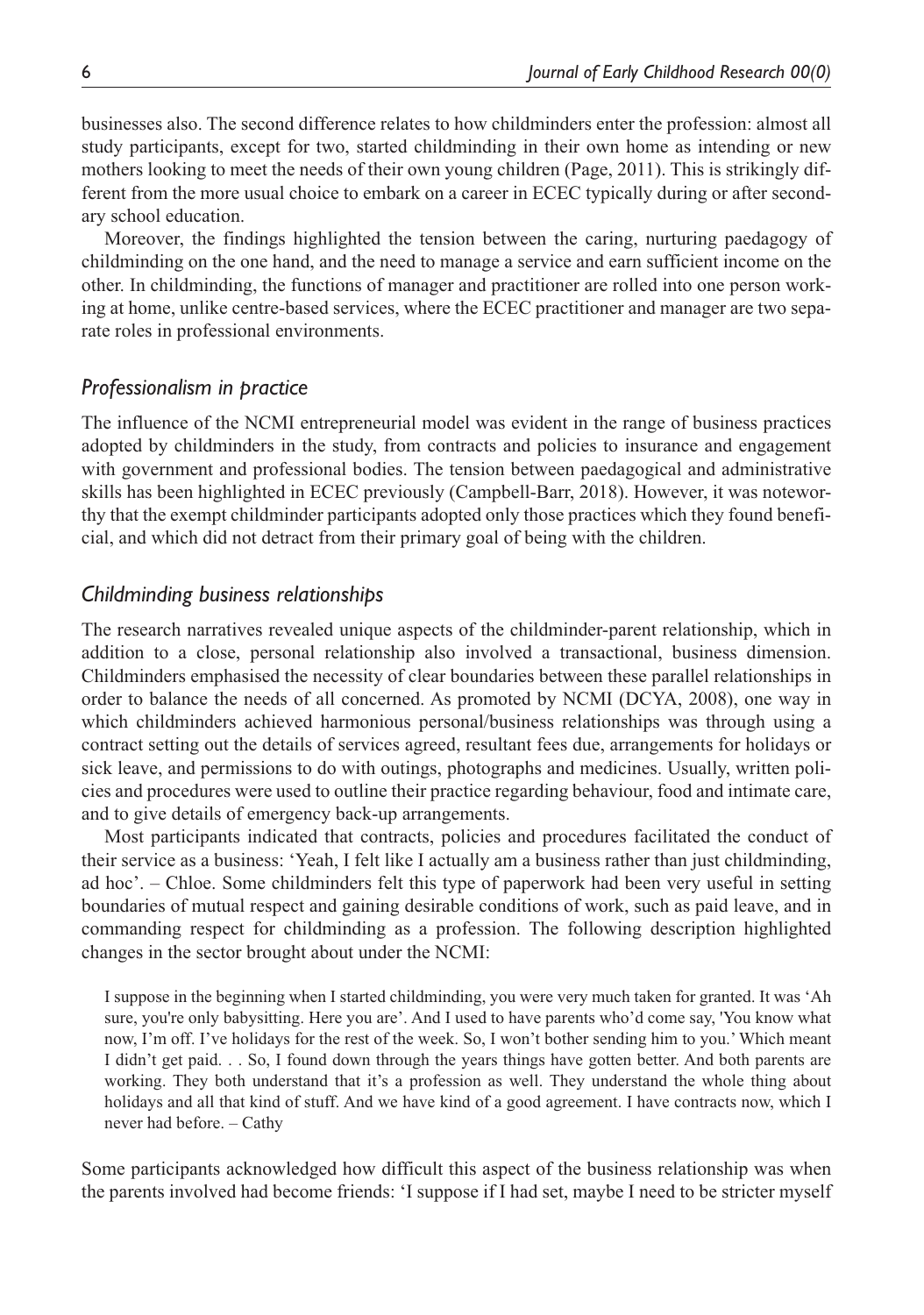businesses also. The second difference relates to how childminders enter the profession: almost all study participants, except for two, started childminding in their own home as intending or new mothers looking to meet the needs of their own young children (Page, 2011). This is strikingly different from the more usual choice to embark on a career in ECEC typically during or after secondary school education.

Moreover, the findings highlighted the tension between the caring, nurturing paedagogy of childminding on the one hand, and the need to manage a service and earn sufficient income on the other. In childminding, the functions of manager and practitioner are rolled into one person working at home, unlike centre-based services, where the ECEC practitioner and manager are two separate roles in professional environments.

### *Professionalism in practice*

The influence of the NCMI entrepreneurial model was evident in the range of business practices adopted by childminders in the study, from contracts and policies to insurance and engagement with government and professional bodies. The tension between paedagogical and administrative skills has been highlighted in ECEC previously (Campbell-Barr, 2018). However, it was noteworthy that the exempt childminder participants adopted only those practices which they found beneficial, and which did not detract from their primary goal of being with the children.

### *Childminding business relationships*

The research narratives revealed unique aspects of the childminder-parent relationship, which in addition to a close, personal relationship also involved a transactional, business dimension. Childminders emphasised the necessity of clear boundaries between these parallel relationships in order to balance the needs of all concerned. As promoted by NCMI (DCYA, 2008), one way in which childminders achieved harmonious personal/business relationships was through using a contract setting out the details of services agreed, resultant fees due, arrangements for holidays or sick leave, and permissions to do with outings, photographs and medicines. Usually, written policies and procedures were used to outline their practice regarding behaviour, food and intimate care, and to give details of emergency back-up arrangements.

Most participants indicated that contracts, policies and procedures facilitated the conduct of their service as a business: 'Yeah, I felt like I actually am a business rather than just childminding, ad hoc'. – Chloe. Some childminders felt this type of paperwork had been very useful in setting boundaries of mutual respect and gaining desirable conditions of work, such as paid leave, and in commanding respect for childminding as a profession. The following description highlighted changes in the sector brought about under the NCMI:

> I suppose in the beginning when I started childminding, you were very much taken for granted. It was 'Ah sure, you're only babysitting. Here you are'. And I used to have parents who'd come say, 'You know what now, I'm off. I've holidays for the rest of the week. So, I won't bother sending him to you.' Which meant I didn't get paid. . . So, I found down through the years things have gotten better. And both parents are working. They both understand that it's a profession as well. They understand the whole thing about holidays and all that kind of stuff. And we have kind of a good agreement. I have contracts now, which I never had before. – Cathy

Some participants acknowledged how difficult this aspect of the business relationship was when the parents involved had become friends: 'I suppose if I had set, maybe I need to be stricter myself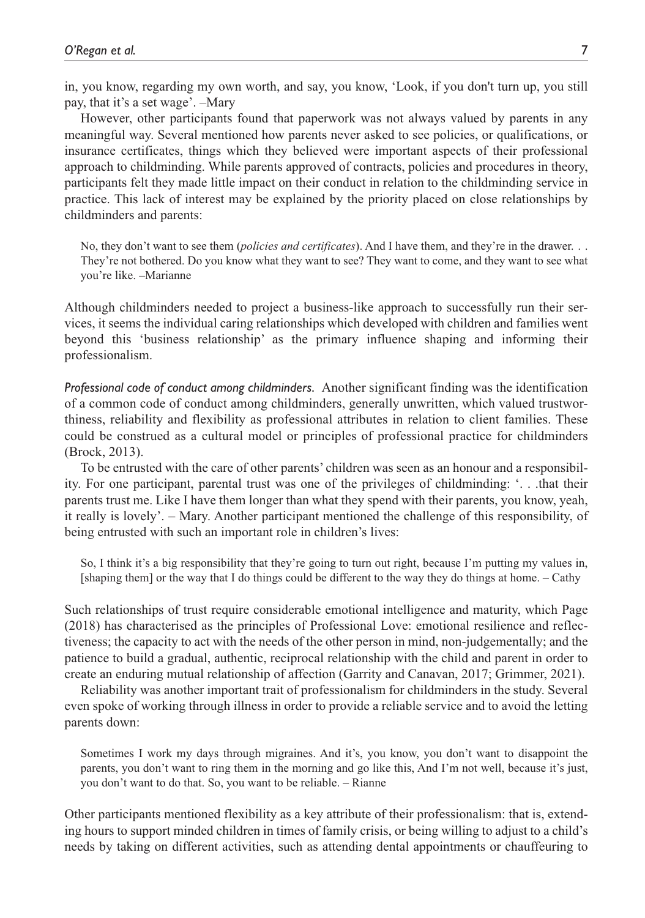in, you know, regarding my own worth, and say, you know, 'Look, if you don't turn up, you still pay, that it's a set wage'. –Mary

However, other participants found that paperwork was not always valued by parents in any meaningful way. Several mentioned how parents never asked to see policies, or qualifications, or insurance certificates, things which they believed were important aspects of their professional approach to childminding. While parents approved of contracts, policies and procedures in theory, participants felt they made little impact on their conduct in relation to the childminding service in practice. This lack of interest may be explained by the priority placed on close relationships by childminders and parents:

> No, they don't want to see them (*policies and certificates*). And I have them, and they're in the drawer. . . They're not bothered. Do you know what they want to see? They want to come, and they want to see what you're like. –Marianne

Although childminders needed to project a business-like approach to successfully run their services, it seems the individual caring relationships which developed with children and families went beyond this 'business relationship' as the primary influence shaping and informing their professionalism.

*Professional code of conduct among childminders.* Another significant finding was the identification of a common code of conduct among childminders, generally unwritten, which valued trustworthiness, reliability and flexibility as professional attributes in relation to client families. These could be construed as a cultural model or principles of professional practice for childminders (Brock, 2013).

To be entrusted with the care of other parents' children was seen as an honour and a responsibility. For one participant, parental trust was one of the privileges of childminding: '. . .that their parents trust me. Like I have them longer than what they spend with their parents, you know, yeah, it really is lovely'. – Mary. Another participant mentioned the challenge of this responsibility, of being entrusted with such an important role in children's lives:

> So, I think it's a big responsibility that they're going to turn out right, because I'm putting my values in, [shaping them] or the way that I do things could be different to the way they do things at home. – Cathy

Such relationships of trust require considerable emotional intelligence and maturity, which Page (2018) has characterised as the principles of Professional Love: emotional resilience and reflectiveness; the capacity to act with the needs of the other person in mind, non-judgementally; and the patience to build a gradual, authentic, reciprocal relationship with the child and parent in order to create an enduring mutual relationship of affection (Garrity and Canavan, 2017; Grimmer, 2021).

Reliability was another important trait of professionalism for childminders in the study. Several even spoke of working through illness in order to provide a reliable service and to avoid the letting parents down:

> Sometimes I work my days through migraines. And it's, you know, you don't want to disappoint the parents, you don't want to ring them in the morning and go like this, And I'm not well, because it's just, you don't want to do that. So, you want to be reliable. – Rianne

Other participants mentioned flexibility as a key attribute of their professionalism: that is, extending hours to support minded children in times of family crisis, or being willing to adjust to a child's needs by taking on different activities, such as attending dental appointments or chauffeuring to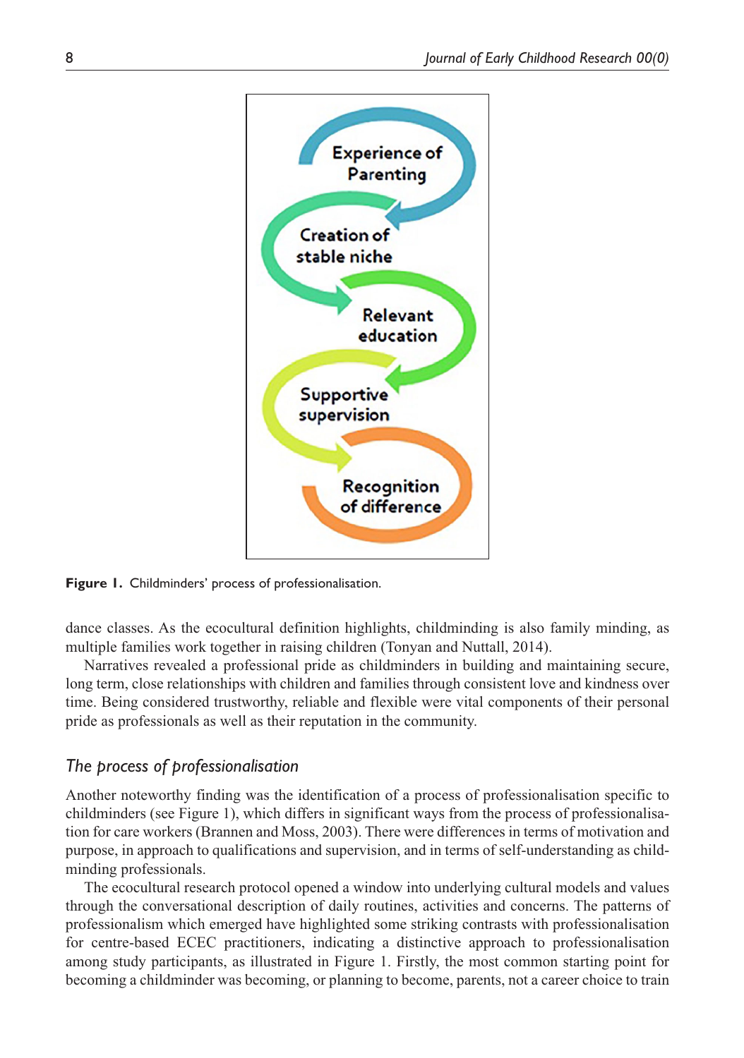Experience of Parenting

Creation of stable niche

Relevant education

Supportive supervision

Recognition of difference

**Figure 1.** Childminders' process of professionalisation.

dance classes. As the ecocultural definition highlights, childminding is also family minding, as multiple families work together in raising children (Tonyan and Nuttall, 2014).

Narratives revealed a professional pride as childminders in building and maintaining secure, long term, close relationships with children and families through consistent love and kindness over time. Being considered trustworthy, reliable and flexible were vital components of their personal pride as professionals as well as their reputation in the community.

### *The process of professionalisation*

Another noteworthy finding was the identification of a process of professionalisation specific to childminders (see Figure 1), which differs in significant ways from the process of professionalisation for care workers (Brannen and Moss, 2003). There were differences in terms of motivation and purpose, in approach to qualifications and supervision, and in terms of self-understanding as childminding professionals.

The ecocultural research protocol opened a window into underlying cultural models and values through the conversational description of daily routines, activities and concerns. The patterns of professionalism which emerged have highlighted some striking contrasts with professionalisation for centre-based ECEC practitioners, indicating a distinctive approach to professionalisation among study participants, as illustrated in Figure 1. Firstly, the most common starting point for becoming a childminder was becoming, or planning to become, parents, not a career choice to train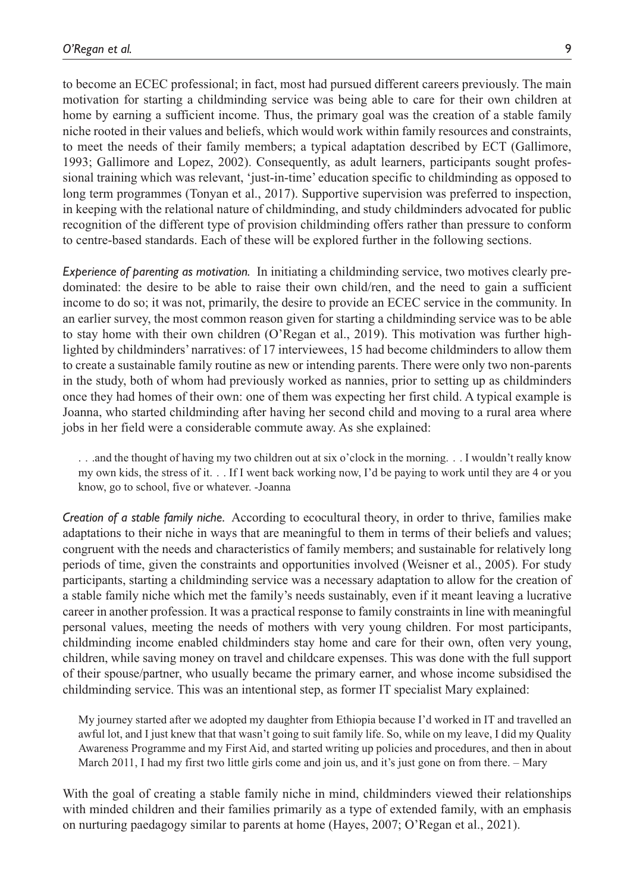to become an ECEC professional; in fact, most had pursued different careers previously. The main motivation for starting a childminding service was being able to care for their own children at home by earning a sufficient income. Thus, the primary goal was the creation of a stable family niche rooted in their values and beliefs, which would work within family resources and constraints, to meet the needs of their family members; a typical adaptation described by ECT (Gallimore, 1993; Gallimore and Lopez, 2002). Consequently, as adult learners, participants sought professional training which was relevant, 'just-in-time' education specific to childminding as opposed to long term programmes (Tonyan et al., 2017). Supportive supervision was preferred to inspection, in keeping with the relational nature of childminding, and study childminders advocated for public recognition of the different type of provision childminding offers rather than pressure to conform to centre-based standards. Each of these will be explored further in the following sections.

*Experience of parenting as motivation.* In initiating a childminding service, two motives clearly predominated: the desire to be able to raise their own child/ren, and the need to gain a sufficient income to do so; it was not, primarily, the desire to provide an ECEC service in the community. In an earlier survey, the most common reason given for starting a childminding service was to be able to stay home with their own children (O'Regan et al., 2019). This motivation was further highlighted by childminders' narratives: of 17 interviewees, 15 had become childminders to allow them to create a sustainable family routine as new or intending parents. There were only two non-parents in the study, both of whom had previously worked as nannies, prior to setting up as childminders once they had homes of their own: one of them was expecting her first child. A typical example is Joanna, who started childminding after having her second child and moving to a rural area where jobs in her field were a considerable commute away. As she explained:

> . . .and the thought of having my two children out at six o'clock in the morning. . . I wouldn't really know my own kids, the stress of it. . . If I went back working now, I'd be paying to work until they are 4 or you know, go to school, five or whatever. -Joanna

*Creation of a stable family niche.* According to ecocultural theory, in order to thrive, families make adaptations to their niche in ways that are meaningful to them in terms of their beliefs and values; congruent with the needs and characteristics of family members; and sustainable for relatively long periods of time, given the constraints and opportunities involved (Weisner et al., 2005). For study participants, starting a childminding service was a necessary adaptation to allow for the creation of a stable family niche which met the family's needs sustainably, even if it meant leaving a lucrative career in another profession. It was a practical response to family constraints in line with meaningful personal values, meeting the needs of mothers with very young children. For most participants, childminding income enabled childminders stay home and care for their own, often very young, children, while saving money on travel and childcare expenses. This was done with the full support of their spouse/partner, who usually became the primary earner, and whose income subsidised the childminding service. This was an intentional step, as former IT specialist Mary explained:

> My journey started after we adopted my daughter from Ethiopia because I'd worked in IT and travelled an awful lot, and I just knew that that wasn't going to suit family life. So, while on my leave, I did my Quality Awareness Programme and my First Aid, and started writing up policies and procedures, and then in about March 2011, I had my first two little girls come and join us, and it's just gone on from there. – Mary

With the goal of creating a stable family niche in mind, childminders viewed their relationships with minded children and their families primarily as a type of extended family, with an emphasis on nurturing paedagogy similar to parents at home (Hayes, 2007; O'Regan et al., 2021).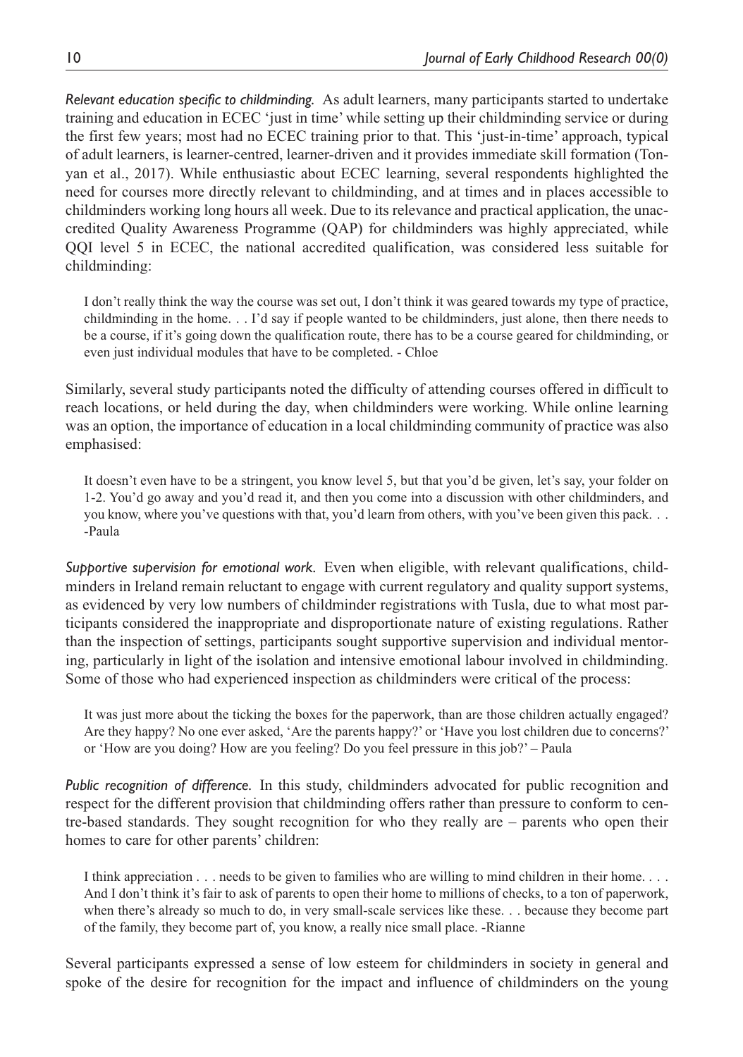*Relevant education specific to childminding.* As adult learners, many participants started to undertake training and education in ECEC 'just in time' while setting up their childminding service or during the first few years; most had no ECEC training prior to that. This 'just-in-time' approach, typical of adult learners, is learner-centred, learner-driven and it provides immediate skill formation (Tonyan et al., 2017). While enthusiastic about ECEC learning, several respondents highlighted the need for courses more directly relevant to childminding, and at times and in places accessible to childminders working long hours all week. Due to its relevance and practical application, the unaccredited Quality Awareness Programme (QAP) for childminders was highly appreciated, while QQI level 5 in ECEC, the national accredited qualification, was considered less suitable for childminding:

> I don't really think the way the course was set out, I don't think it was geared towards my type of practice, childminding in the home. . . I'd say if people wanted to be childminders, just alone, then there needs to be a course, if it's going down the qualification route, there has to be a course geared for childminding, or even just individual modules that have to be completed. - Chloe

Similarly, several study participants noted the difficulty of attending courses offered in difficult to reach locations, or held during the day, when childminders were working. While online learning was an option, the importance of education in a local childminding community of practice was also emphasised:

> It doesn't even have to be a stringent, you know level 5, but that you'd be given, let's say, your folder on 1-2. You'd go away and you'd read it, and then you come into a discussion with other childminders, and you know, where you've questions with that, you'd learn from others, with you've been given this pack. . . -Paula

*Supportive supervision for emotional work.* Even when eligible, with relevant qualifications, childminders in Ireland remain reluctant to engage with current regulatory and quality support systems, as evidenced by very low numbers of childminder registrations with Tusla, due to what most participants considered the inappropriate and disproportionate nature of existing regulations. Rather than the inspection of settings, participants sought supportive supervision and individual mentoring, particularly in light of the isolation and intensive emotional labour involved in childminding. Some of those who had experienced inspection as childminders were critical of the process:

> It was just more about the ticking the boxes for the paperwork, than are those children actually engaged? Are they happy? No one ever asked, 'Are the parents happy?' or 'Have you lost children due to concerns?' or 'How are you doing? How are you feeling? Do you feel pressure in this job?' – Paula

*Public recognition of difference.* In this study, childminders advocated for public recognition and respect for the different provision that childminding offers rather than pressure to conform to centre-based standards. They sought recognition for who they really are – parents who open their homes to care for other parents' children:

> I think appreciation . . . needs to be given to families who are willing to mind children in their home. . . . And I don't think it's fair to ask of parents to open their home to millions of checks, to a ton of paperwork, when there's already so much to do, in very small-scale services like these. . . because they become part of the family, they become part of, you know, a really nice small place. -Rianne

Several participants expressed a sense of low esteem for childminders in society in general and spoke of the desire for recognition for the impact and influence of childminders on the young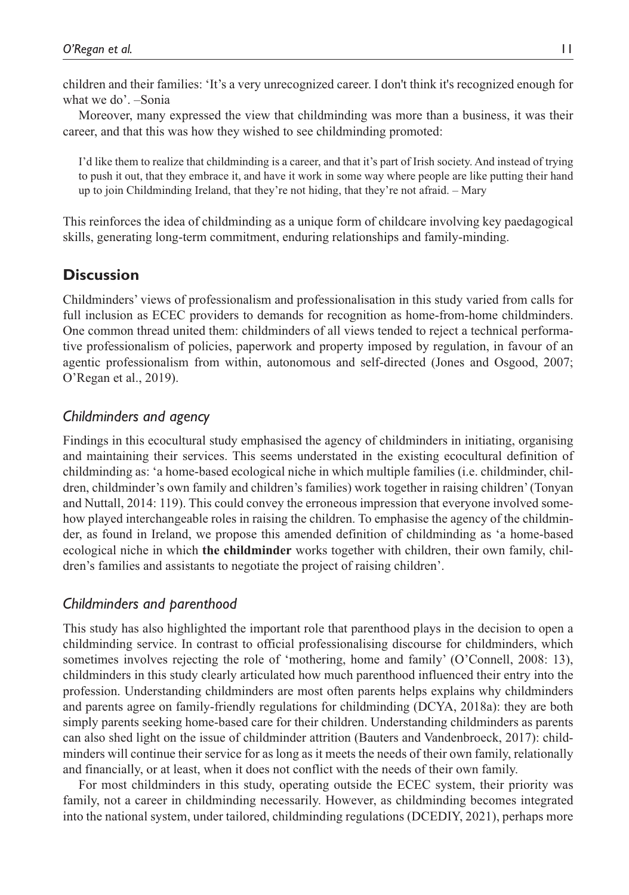children and their families: 'It's a very unrecognized career. I don't think it's recognized enough for what we do'. –Sonia

Moreover, many expressed the view that childminding was more than a business, it was their career, and that this was how they wished to see childminding promoted:

> I'd like them to realize that childminding is a career, and that it's part of Irish society. And instead of trying to push it out, that they embrace it, and have it work in some way where people are like putting their hand up to join Childminding Ireland, that they're not hiding, that they're not afraid. – Mary

This reinforces the idea of childminding as a unique form of childcare involving key paedagogical skills, generating long-term commitment, enduring relationships and family-minding.

## Discussion

Childminders' views of professionalism and professionalisation in this study varied from calls for full inclusion as ECEC providers to demands for recognition as home-from-home childminders. One common thread united them: childminders of all views tended to reject a technical performative professionalism of policies, paperwork and property imposed by regulation, in favour of an agentic professionalism from within, autonomous and self-directed (Jones and Osgood, 2007; O'Regan et al., 2019).

### *Childminders and agency*

Findings in this ecocultural study emphasised the agency of childminders in initiating, organising and maintaining their services. This seems understated in the existing ecocultural definition of childminding as: 'a home-based ecological niche in which multiple families (i.e. childminder, children, childminder's own family and children's families) work together in raising children' (Tonyan and Nuttall, 2014: 119). This could convey the erroneous impression that everyone involved somehow played interchangeable roles in raising the children. To emphasise the agency of the childminder, as found in Ireland, we propose this amended definition of childminding as 'a home-based ecological niche in which **the childminder** works together with children, their own family, children's families and assistants to negotiate the project of raising children'.

### *Childminders and parenthood*

This study has also highlighted the important role that parenthood plays in the decision to open a childminding service. In contrast to official professionalising discourse for childminders, which sometimes involves rejecting the role of 'mothering, home and family' (O'Connell, 2008: 13), childminders in this study clearly articulated how much parenthood influenced their entry into the profession. Understanding childminders are most often parents helps explains why childminders and parents agree on family-friendly regulations for childminding (DCYA, 2018a): they are both simply parents seeking home-based care for their children. Understanding childminders as parents can also shed light on the issue of childminder attrition (Bauters and Vandenbroeck, 2017): childminders will continue their service for as long as it meets the needs of their own family, relationally and financially, or at least, when it does not conflict with the needs of their own family.

For most childminders in this study, operating outside the ECEC system, their priority was family, not a career in childminding necessarily. However, as childminding becomes integrated into the national system, under tailored, childminding regulations (DCEDIY, 2021), perhaps more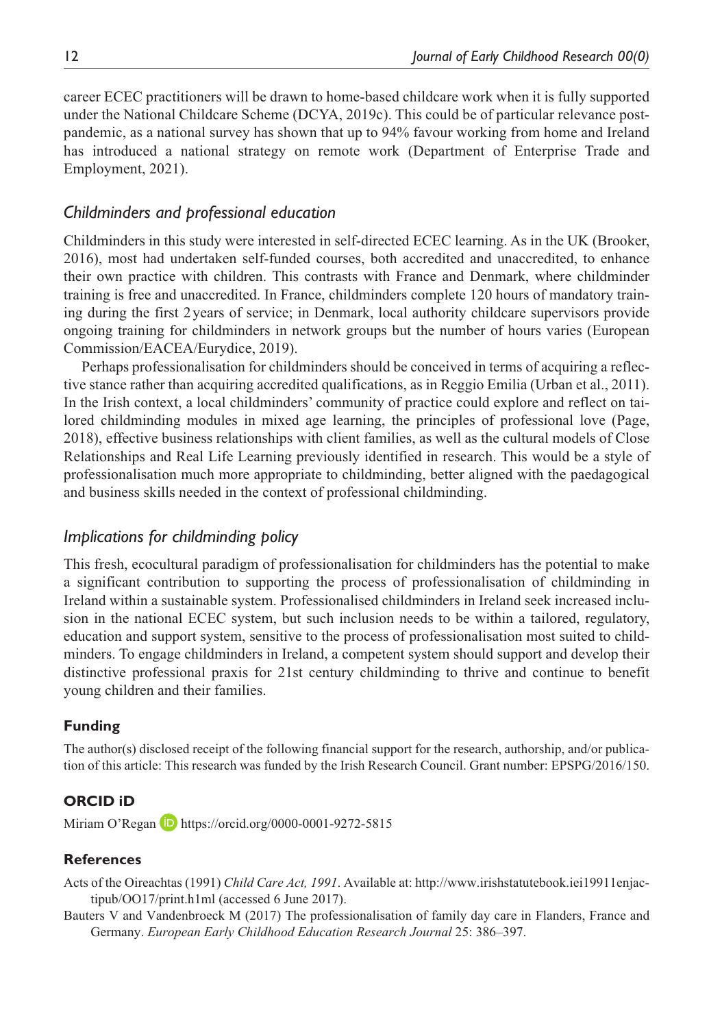career ECEC practitioners will be drawn to home-based childcare work when it is fully supported under the National Childcare Scheme (DCYA, 2019c). This could be of particular relevance post-pandemic, as a national survey has shown that up to 94% favour working from home and Ireland has introduced a national strategy on remote work (Department of Enterprise Trade and Employment, 2021).

### *Childminders and professional education*

Childminders in this study were interested in self-directed ECEC learning. As in the UK (Brooker, 2016), most had undertaken self-funded courses, both accredited and unaccredited, to enhance their own practice with children. This contrasts with France and Denmark, where childminder training is free and unaccredited. In France, childminders complete 120 hours of mandatory training during the first 2 years of service; in Denmark, local authority childcare supervisors provide ongoing training for childminders in network groups but the number of hours varies (European Commission/EACEA/Eurydice, 2019).

Perhaps professionalisation for childminders should be conceived in terms of acquiring a reflective stance rather than acquiring accredited qualifications, as in Reggio Emilia (Urban et al., 2011). In the Irish context, a local childminders' community of practice could explore and reflect on tailored childminding modules in mixed age learning, the principles of professional love (Page, 2018), effective business relationships with client families, as well as the cultural models of Close Relationships and Real Life Learning previously identified in research. This would be a style of professionalisation much more appropriate to childminding, better aligned with the paedagogical and business skills needed in the context of professional childminding.

### *Implications for childminding policy*

This fresh, ecocultural paradigm of professionalisation for childminders has the potential to make a significant contribution to supporting the process of professionalisation of childminding in Ireland within a sustainable system. Professionalised childminders in Ireland seek increased inclusion in the national ECEC system, but such inclusion needs to be within a tailored, regulatory, education and support system, sensitive to the process of professionalisation most suited to childminders. To engage childminders in Ireland, a competent system should support and develop their distinctive professional praxis for 21st century childminding to thrive and continue to benefit young children and their families.

#### **Funding**

The author(s) disclosed receipt of the following financial support for the research, authorship, and/or publication of this article: This research was funded by the Irish Research Council. Grant number: EPSPG/2016/150.

#### **ORCID iD**

Miriam O'Regan https://orcid.org/0000-0001-9272-5815

#### **References**

Acts of the Oireachtas (1991) *Child Care Act, 1991*. Available at: http://www.irishstatutebook.iei19911enjactipub/OO17/print.h1ml (accessed 6 June 2017).

Bauters V and Vandenbroeck M (2017) The professionalisation of family day care in Flanders, France and Germany. *European Early Childhood Education Research Journal* 25: 386–397.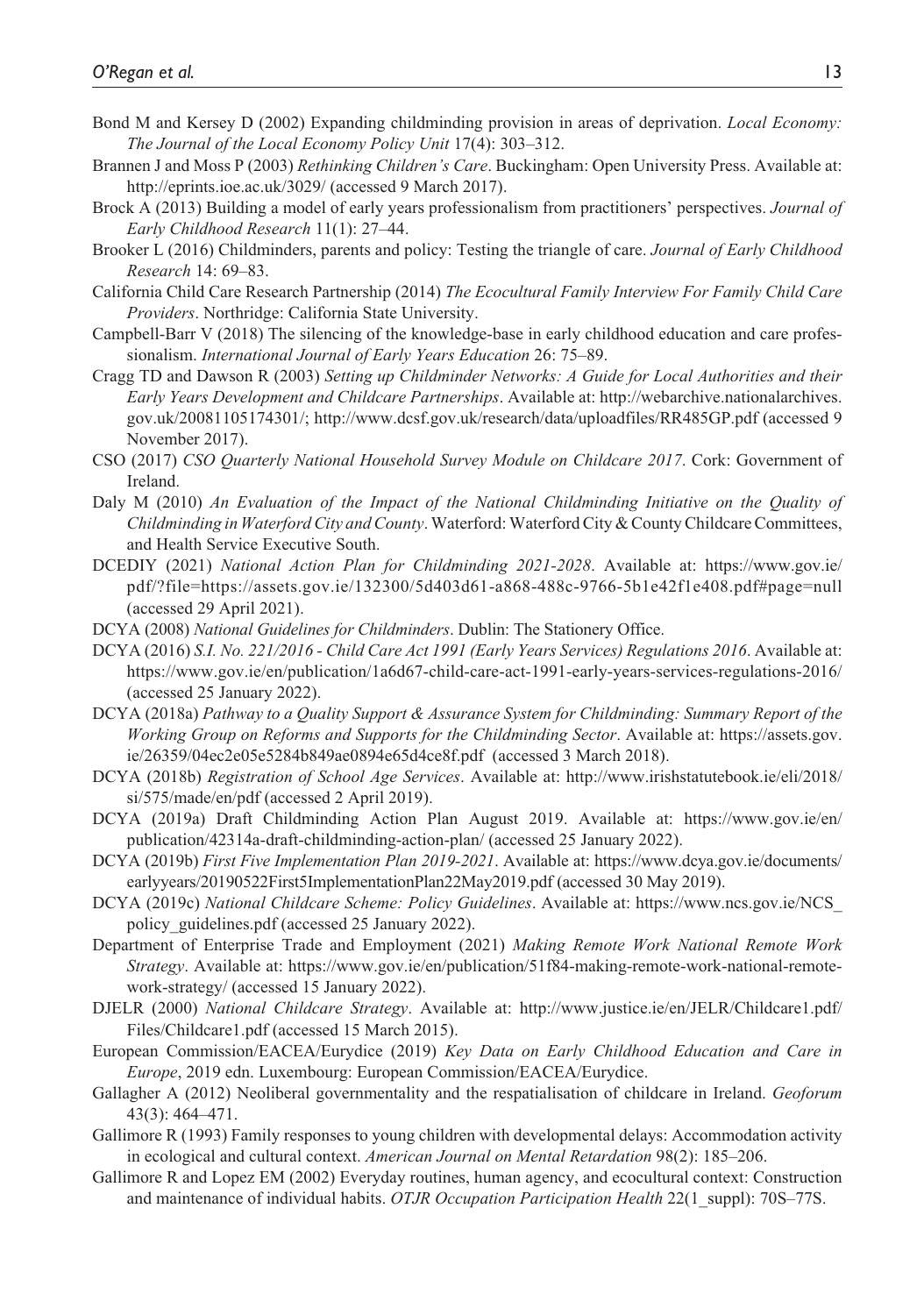Bond M and Kersey D (2002) Expanding childminding provision in areas of deprivation. *Local Economy: The Journal of the Local Economy Policy Unit* 17(4): 303–312.

Brannen J and Moss P (2003) *Rethinking Children's Care*. Buckingham: Open University Press. Available at: http://eprints.ioe.ac.uk/3029/ (accessed 9 March 2017).

Brock A (2013) Building a model of early years professionalism from practitioners' perspectives. *Journal of Early Childhood Research* 11(1): 27–44.

Brooker L (2016) Childminders, parents and policy: Testing the triangle of care. *Journal of Early Childhood Research* 14: 69–83.

California Child Care Research Partnership (2014) *The Ecocultural Family Interview For Family Child Care Providers*. Northridge: California State University.

Campbell-Barr V (2018) The silencing of the knowledge-base in early childhood education and care professionalism. *International Journal of Early Years Education* 26: 75–89.

Cragg TD and Dawson R (2003) *Setting up Childminder Networks: A Guide for Local Authorities and their Early Years Development and Childcare Partnerships*. Available at: http://webarchive.nationalarchives.gov.uk/20081105174301/; http://www.dcsf.gov.uk/research/data/uploadfiles/RR485GP.pdf (accessed 9 November 2017).

CSO (2017) *CSO Quarterly National Household Survey Module on Childcare 2017*. Cork: Government of Ireland.

Daly M (2010) *An Evaluation of the Impact of the National Childminding Initiative on the Quality of Childminding in Waterford City and County*. Waterford: Waterford City & County Childcare Committees, and Health Service Executive South.

DCEDIY (2021) *National Action Plan for Childminding 2021-2028*. Available at: https://www.gov.ie/pdf/?file=https://assets.gov.ie/132300/5d403d61-a868-488c-9766-5b1e42f1e408.pdf#page=null (accessed 29 April 2021).

DCYA (2008) *National Guidelines for Childminders*. Dublin: The Stationery Office.

DCYA (2016) *S.I. No. 221/2016 - Child Care Act 1991 (Early Years Services) Regulations 2016*. Available at: https://www.gov.ie/en/publication/1a6d67-child-care-act-1991-early-years-services-regulations-2016/ (accessed 25 January 2022).

DCYA (2018a) *Pathway to a Quality Support & Assurance System for Childminding: Summary Report of the Working Group on Reforms and Supports for the Childminding Sector*. Available at: https://assets.gov.ie/26359/04ec2e05e5284b849ae0894e65d4ce8f.pdf (accessed 3 March 2018).

DCYA (2018b) *Registration of School Age Services*. Available at: http://www.irishstatutebook.ie/eli/2018/si/575/made/en/pdf (accessed 2 April 2019).

DCYA (2019a) Draft Childminding Action Plan August 2019. Available at: https://www.gov.ie/en/publication/42314a-draft-childminding-action-plan/ (accessed 25 January 2022).

DCYA (2019b) *First Five Implementation Plan 2019-2021*. Available at: https://www.dcya.gov.ie/documents/earlyyears/20190522First5ImplementationPlan22May2019.pdf (accessed 30 May 2019).

DCYA (2019c) *National Childcare Scheme: Policy Guidelines*. Available at: https://www.ncs.gov.ie/NCS_policy_guidelines.pdf (accessed 25 January 2022).

Department of Enterprise Trade and Employment (2021) *Making Remote Work National Remote Work Strategy*. Available at: https://www.gov.ie/en/publication/51f84-making-remote-work-national-remote-work-strategy/ (accessed 15 January 2022).

DJELR (2000) *National Childcare Strategy*. Available at: http://www.justice.ie/en/JELR/Childcare1.pdf/Files/Childcare1.pdf (accessed 15 March 2015).

European Commission/EACEA/Eurydice (2019) *Key Data on Early Childhood Education and Care in Europe*, 2019 edn. Luxembourg: European Commission/EACEA/Eurydice.

Gallagher A (2012) Neoliberal governmentality and the respatialisation of childcare in Ireland. *Geoforum* 43(3): 464–471.

Gallimore R (1993) Family responses to young children with developmental delays: Accommodation activity in ecological and cultural context. *American Journal on Mental Retardation* 98(2): 185–206.

Gallimore R and Lopez EM (2002) Everyday routines, human agency, and ecocultural context: Construction and maintenance of individual habits. *OTJR Occupation Participation Health* 22(1_suppl): 70S–77S.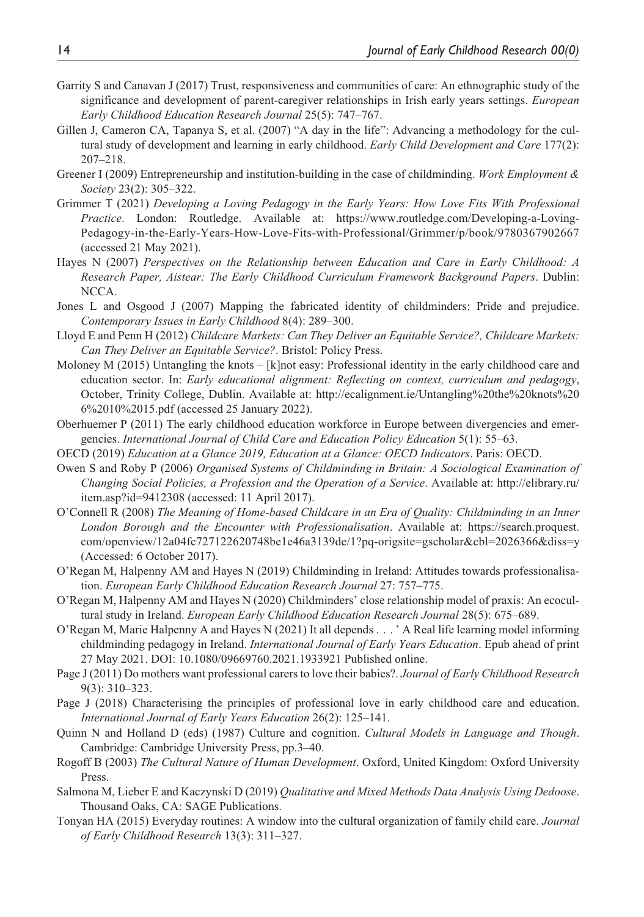Garrity S and Canavan J (2017) Trust, responsiveness and communities of care: An ethnographic study of the significance and development of parent-caregiver relationships in Irish early years settings. *European Early Childhood Education Research Journal* 25(5): 747–767.

Gillen J, Cameron CA, Tapanya S, et al. (2007) "A day in the life": Advancing a methodology for the cultural study of development and learning in early childhood. *Early Child Development and Care* 177(2): 207–218.

Greener I (2009) Entrepreneurship and institution-building in the case of childminding. *Work Employment & Society* 23(2): 305–322.

Grimmer T (2021) *Developing a Loving Pedagogy in the Early Years: How Love Fits With Professional Practice*. London: Routledge. Available at: https://www.routledge.com/Developing-a-Loving-Pedagogy-in-the-Early-Years-How-Love-Fits-with-Professional/Grimmer/p/book/9780367902667 (accessed 21 May 2021).

Hayes N (2007) *Perspectives on the Relationship between Education and Care in Early Childhood: A Research Paper, Aistear: The Early Childhood Curriculum Framework Background Papers*. Dublin: NCCA.

Jones L and Osgood J (2007) Mapping the fabricated identity of childminders: Pride and prejudice. *Contemporary Issues in Early Childhood* 8(4): 289–300.

Lloyd E and Penn H (2012) *Childcare Markets: Can They Deliver an Equitable Service?, Childcare Markets: Can They Deliver an Equitable Service?*. Bristol: Policy Press.

Moloney M (2015) Untangling the knots – [k]not easy: Professional identity in the early childhood care and education sector. In: *Early educational alignment: Reflecting on context, curriculum and pedagogy*, October, Trinity College, Dublin. Available at: http://ecalignment.ie/Untangling%20the%20knots%20 6%2010%2015.pdf (accessed 25 January 2022).

Oberhuemer P (2011) The early childhood education workforce in Europe between divergencies and emergencies. *International Journal of Child Care and Education Policy Education* 5(1): 55–63.

OECD (2019) *Education at a Glance 2019, Education at a Glance: OECD Indicators*. Paris: OECD.

Owen S and Roby P (2006) *Organised Systems of Childminding in Britain: A Sociological Examination of Changing Social Policies, a Profession and the Operation of a Service*. Available at: http://elibrary.ru/item.asp?id=9412308 (accessed: 11 April 2017).

O'Connell R (2008) *The Meaning of Home-based Childcare in an Era of Quality: Childminding in an Inner London Borough and the Encounter with Professionalisation*. Available at: https://search.proquest.com/openview/12a04fc727122620748be1e46a3139de/1?pq-origsite=gscholar&cbl=2026366&diss=y (Accessed: 6 October 2017).

O'Regan M, Halpenny AM and Hayes N (2019) Childminding in Ireland: Attitudes towards professionalisation. *European Early Childhood Education Research Journal* 27: 757–775.

O'Regan M, Halpenny AM and Hayes N (2020) Childminders' close relationship model of praxis: An ecocultural study in Ireland. *European Early Childhood Education Research Journal* 28(5): 675–689.

O'Regan M, Marie Halpenny A and Hayes N (2021) It all depends . . . ' A Real life learning model informing childminding pedagogy in Ireland. *International Journal of Early Years Education*. Epub ahead of print 27 May 2021. DOI: 10.1080/09669760.2021.1933921 Published online.

Page J (2011) Do mothers want professional carers to love their babies?. *Journal of Early Childhood Research* 9(3): 310–323.

Page J (2018) Characterising the principles of professional love in early childhood care and education. *International Journal of Early Years Education* 26(2): 125–141.

Quinn N and Holland D (eds) (1987) Culture and cognition. *Cultural Models in Language and Though*. Cambridge: Cambridge University Press, pp.3–40.

Rogoff B (2003) *The Cultural Nature of Human Development*. Oxford, United Kingdom: Oxford University Press.

Salmona M, Lieber E and Kaczynski D (2019) *Qualitative and Mixed Methods Data Analysis Using Dedoose*. Thousand Oaks, CA: SAGE Publications.

Tonyan HA (2015) Everyday routines: A window into the cultural organization of family child care. *Journal of Early Childhood Research* 13(3): 311–327.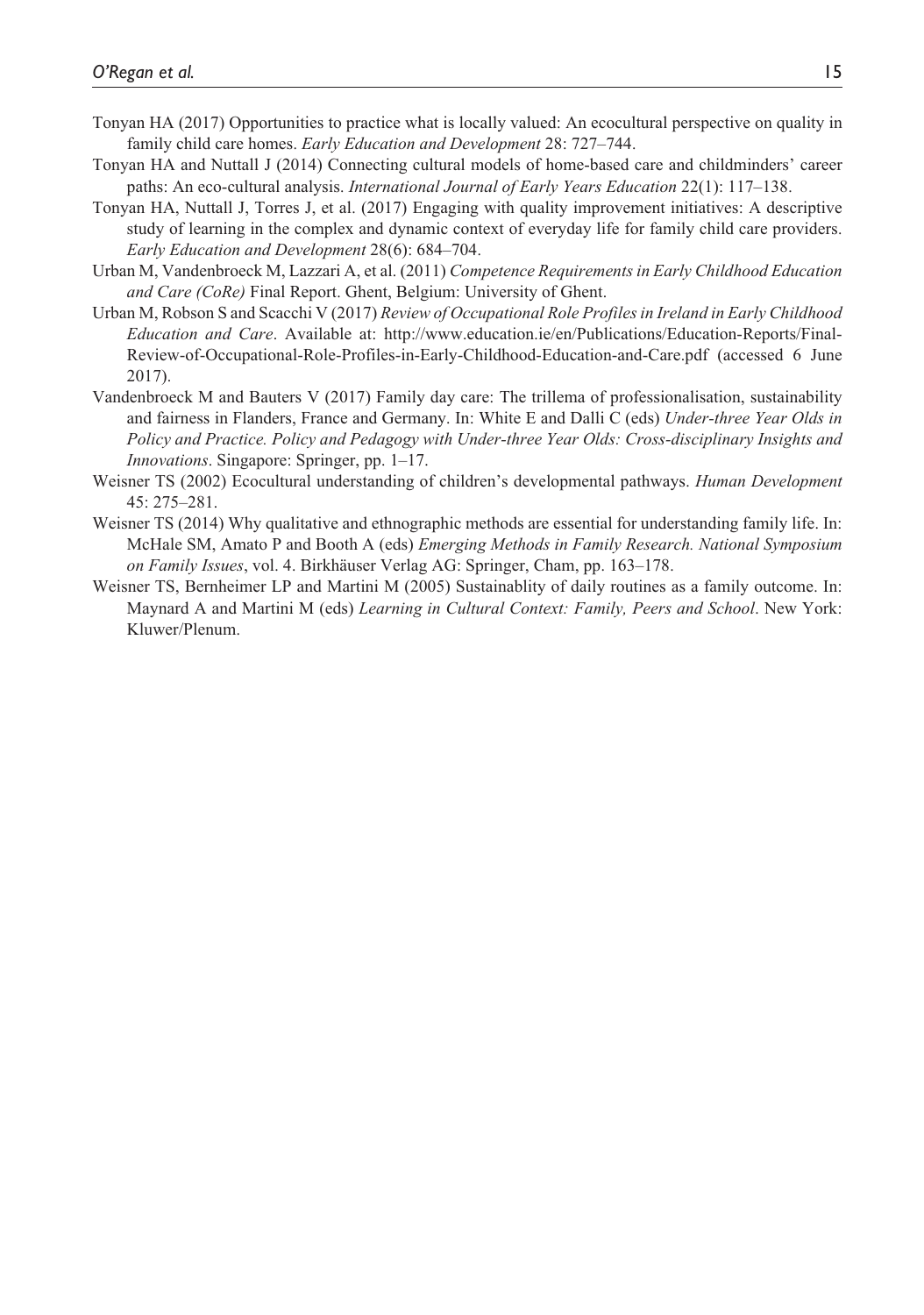Tonyan HA (2017) Opportunities to practice what is locally valued: An ecocultural perspective on quality in family child care homes. *Early Education and Development* 28: 727–744.

Tonyan HA and Nuttall J (2014) Connecting cultural models of home-based care and childminders' career paths: An eco-cultural analysis. *International Journal of Early Years Education* 22(1): 117–138.

Tonyan HA, Nuttall J, Torres J, et al. (2017) Engaging with quality improvement initiatives: A descriptive study of learning in the complex and dynamic context of everyday life for family child care providers. *Early Education and Development* 28(6): 684–704.

Urban M, Vandenbroeck M, Lazzari A, et al. (2011) *Competence Requirements in Early Childhood Education and Care (CoRe)* Final Report. Ghent, Belgium: University of Ghent.

Urban M, Robson S and Scacchi V (2017) *Review of Occupational Role Profiles in Ireland in Early Childhood Education and Care*. Available at: http://www.education.ie/en/Publications/Education-Reports/Final-Review-of-Occupational-Role-Profiles-in-Early-Childhood-Education-and-Care.pdf (accessed 6 June 2017).

Vandenbroeck M and Bauters V (2017) Family day care: The trillema of professionalisation, sustainability and fairness in Flanders, France and Germany. In: White E and Dalli C (eds) *Under-three Year Olds in Policy and Practice. Policy and Pedagogy with Under-three Year Olds: Cross-disciplinary Insights and Innovations*. Singapore: Springer, pp. 1–17.

Weisner TS (2002) Ecocultural understanding of children's developmental pathways. *Human Development* 45: 275–281.

Weisner TS (2014) Why qualitative and ethnographic methods are essential for understanding family life. In: McHale SM, Amato P and Booth A (eds) *Emerging Methods in Family Research. National Symposium on Family Issues*, vol. 4. Birkhäuser Verlag AG: Springer, Cham, pp. 163–178.

Weisner TS, Bernheimer LP and Martini M (2005) Sustainablity of daily routines as a family outcome. In: Maynard A and Martini M (eds) *Learning in Cultural Context: Family, Peers and School*. New York: Kluwer/Plenum.